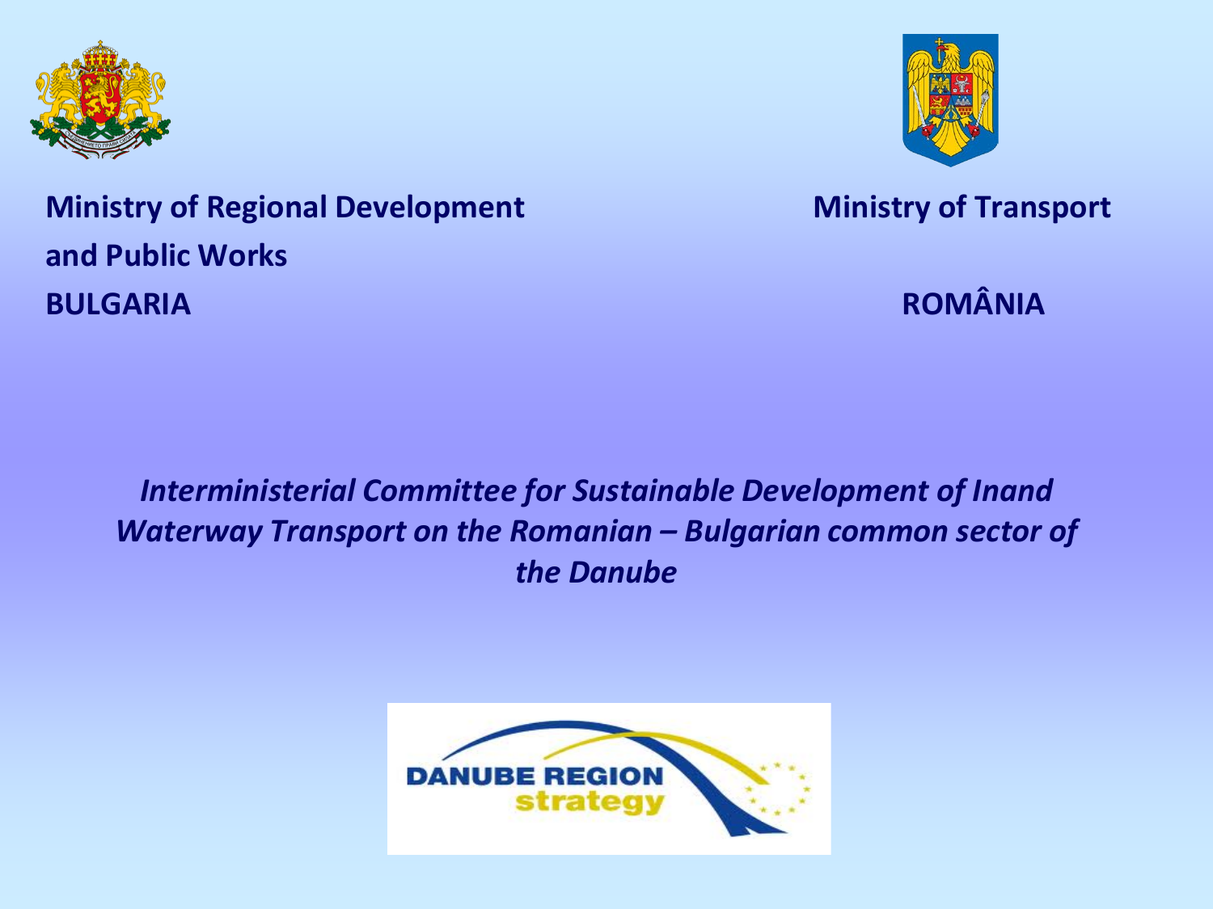**Ministry of Regional Development and Public Works**
**BULGARIA**

**Ministry of Transport**
**ROMÂNIA**

# *Interministerial Committee for Sustainable Development of Inand Waterway Transport on the Romanian – Bulgarian common sector of the Danube*

DANUBE REGION strategy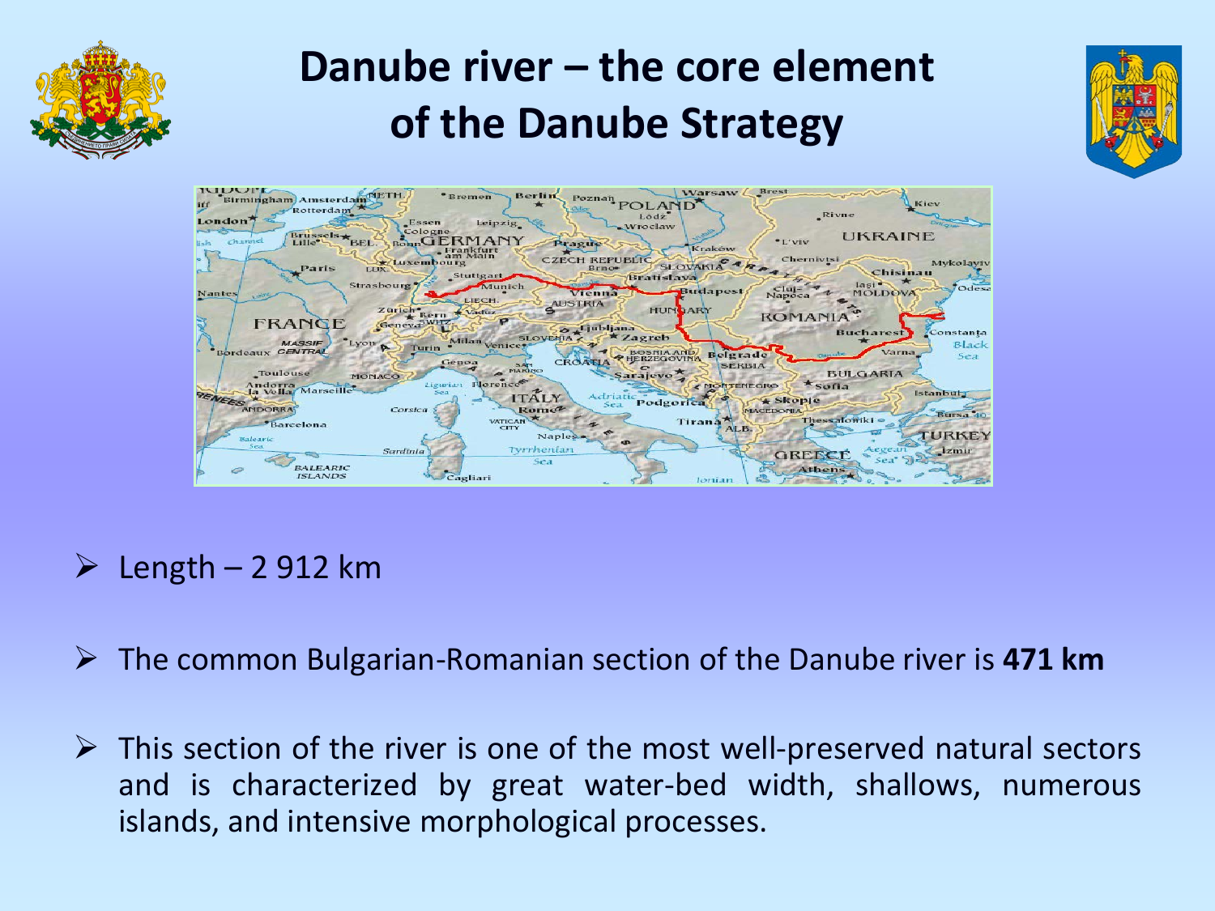# Danube river – the core element of the Danube Strategy

- Length – 2 912 km
- The common Bulgarian-Romanian section of the Danube river is **471 km**
- This section of the river is one of the most well-preserved natural sectors and is characterized by great water-bed width, shallows, numerous islands, and intensive morphological processes.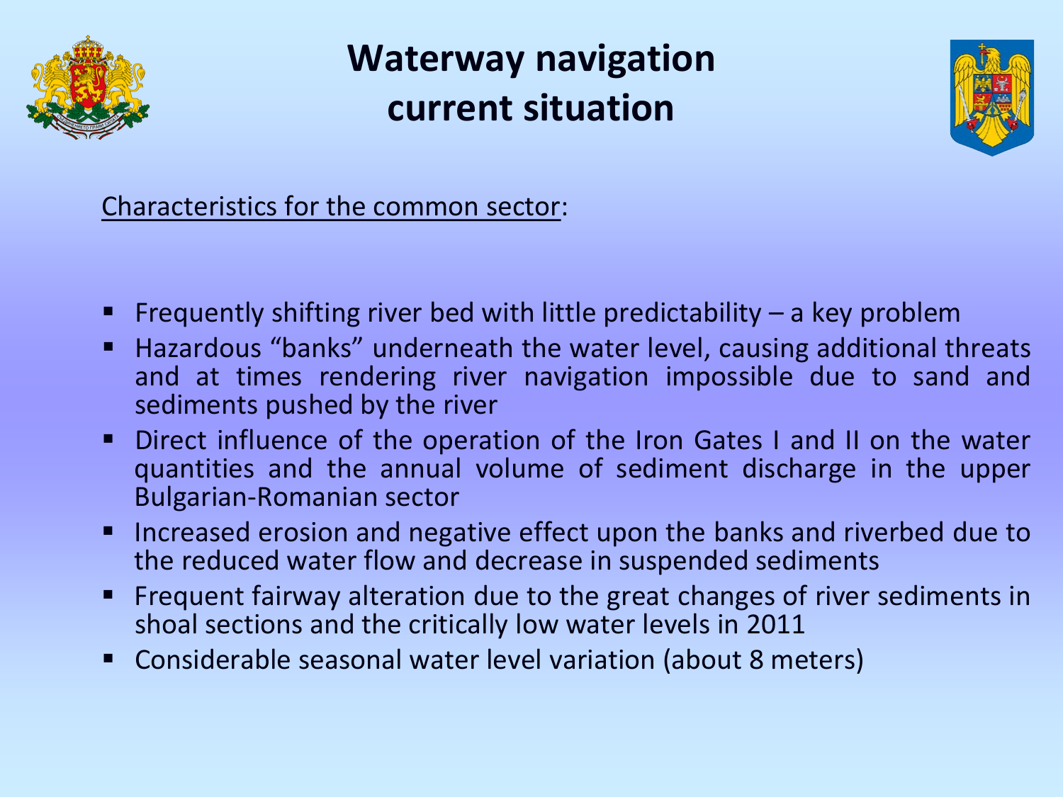# Waterway navigation current situation

Characteristics for the common sector:

- Frequently shifting river bed with little predictability – a key problem
- Hazardous “banks” underneath the water level, causing additional threats and at times rendering river navigation impossible due to sand and sediments pushed by the river
- Direct influence of the operation of the Iron Gates I and II on the water quantities and the annual volume of sediment discharge in the upper Bulgarian-Romanian sector
- Increased erosion and negative effect upon the banks and riverbed due to the reduced water flow and decrease in suspended sediments
- Frequent fairway alteration due to the great changes of river sediments in shoal sections and the critically low water levels in 2011
- Considerable seasonal water level variation (about 8 meters)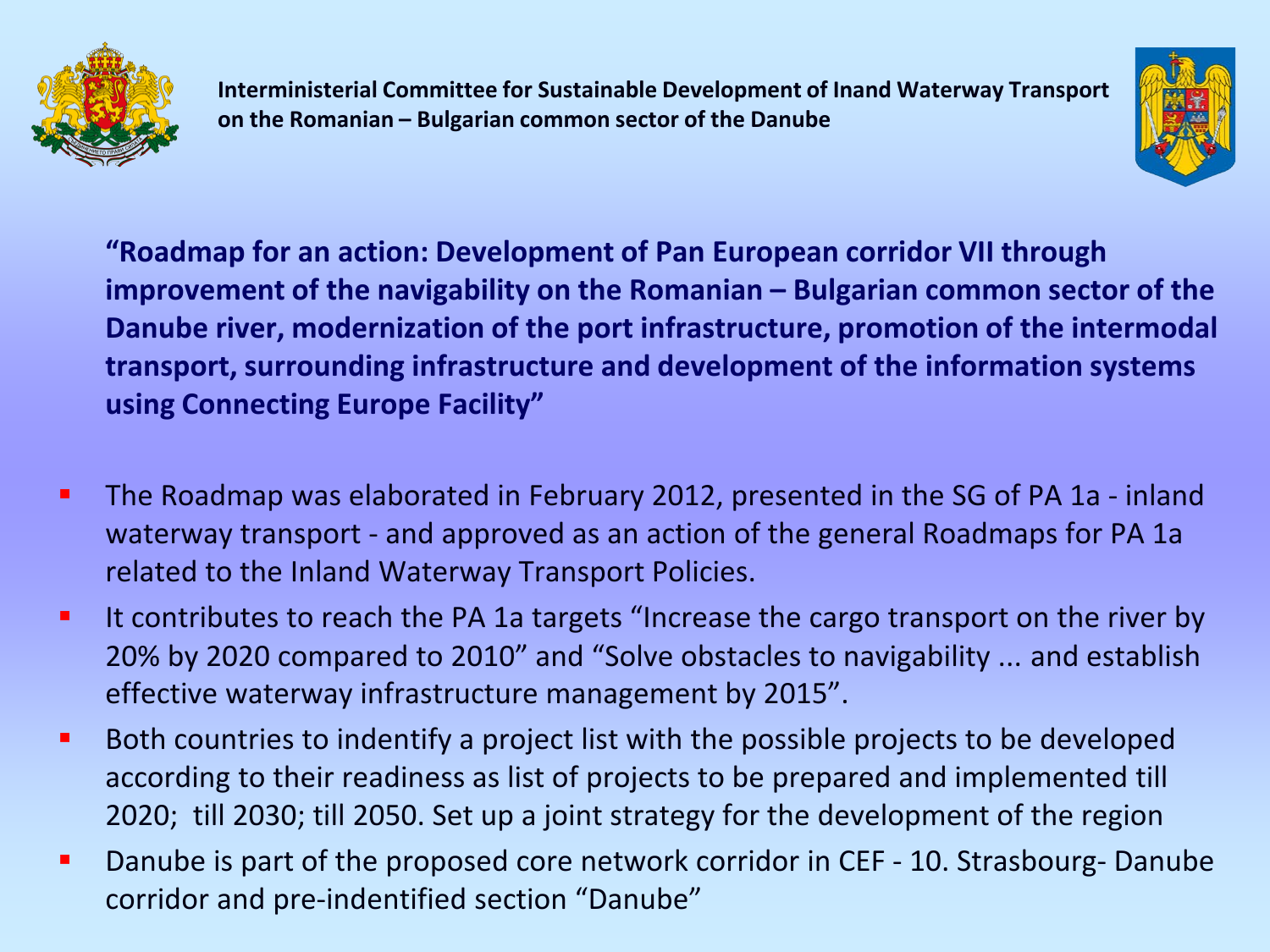**Interministerial Committee for Sustainable Development of Inand Waterway Transport on the Romanian – Bulgarian common sector of the Danube**

**“Roadmap for an action: Development of Pan European corridor VII through improvement of the navigability on the Romanian – Bulgarian common sector of the Danube river, modernization of the port infrastructure, promotion of the intermodal transport, surrounding infrastructure and development of the information systems using Connecting Europe Facility”**

- The Roadmap was elaborated in February 2012, presented in the SG of PA 1a - inland waterway transport - and approved as an action of the general Roadmaps for PA 1a related to the Inland Waterway Transport Policies.
- It contributes to reach the PA 1a targets “Increase the cargo transport on the river by 20% by 2020 compared to 2010” and “Solve obstacles to navigability ... and establish effective waterway infrastructure management by 2015”.
- Both countries to indentify a project list with the possible projects to be developed according to their readiness as list of projects to be prepared and implemented till 2020; till 2030; till 2050. Set up a joint strategy for the development of the region
- Danube is part of the proposed core network corridor in CEF - 10. Strasbourg- Danube corridor and pre-indentified section “Danube”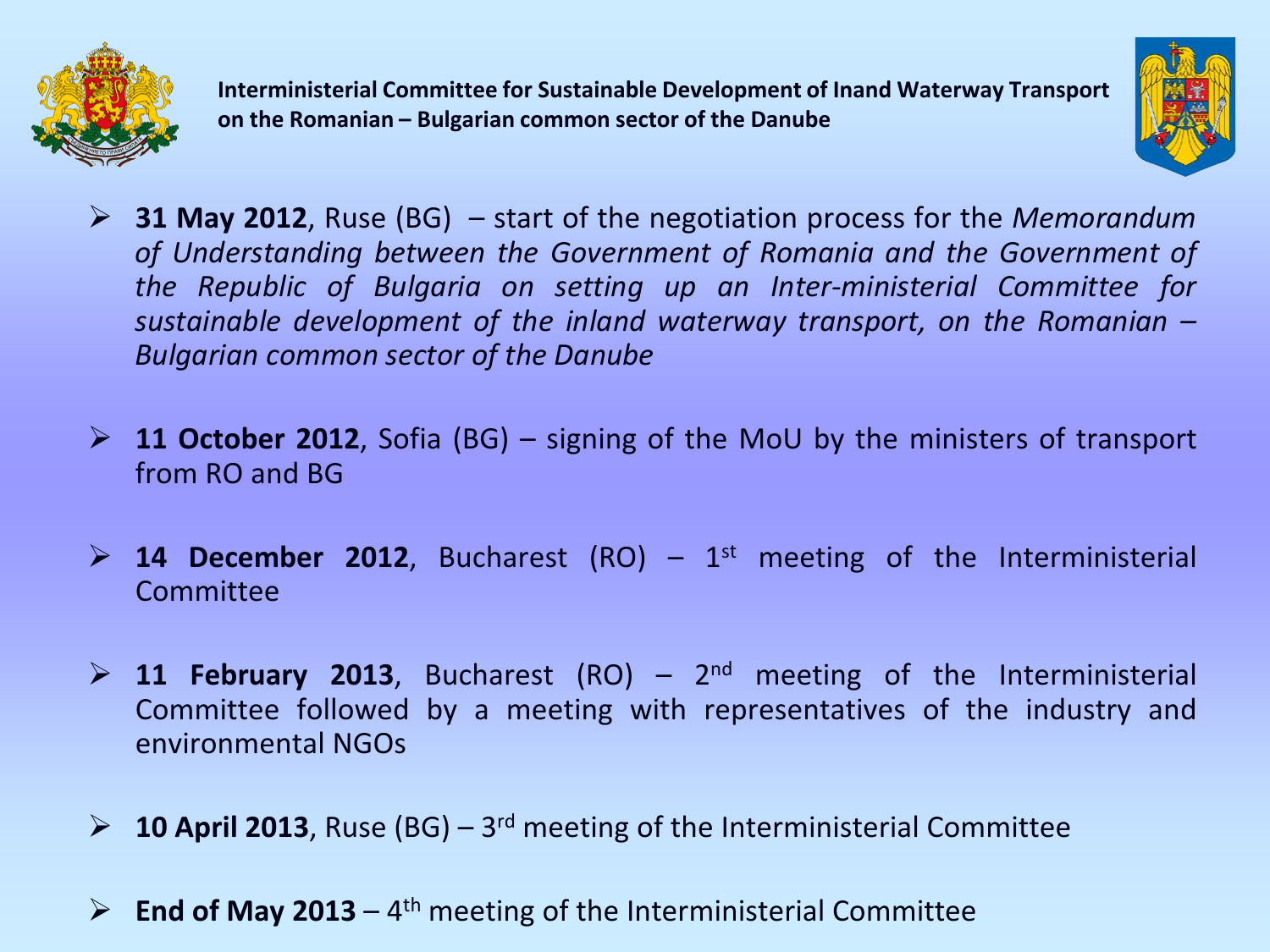**Interministerial Committee for Sustainable Development of Inand Waterway Transport on the Romanian – Bulgarian common sector of the Danube**

- **31 May 2012**, Ruse (BG) – start of the negotiation process for the *Memorandum of Understanding between the Government of Romania and the Government of the Republic of Bulgaria on setting up an Inter-ministerial Committee for sustainable development of the inland waterway transport, on the Romanian – Bulgarian common sector of the Danube*

- **11 October 2012**, Sofia (BG) – signing of the MoU by the ministers of transport from RO and BG

- **14 December 2012**, Bucharest (RO) – 1st meeting of the Interministerial Committee

- **11 February 2013**, Bucharest (RO) – 2nd meeting of the Interministerial Committee followed by a meeting with representatives of the industry and environmental NGOs

- **10 April 2013**, Ruse (BG) – 3rd meeting of the Interministerial Committee

- **End of May 2013** – 4th meeting of the Interministerial Committee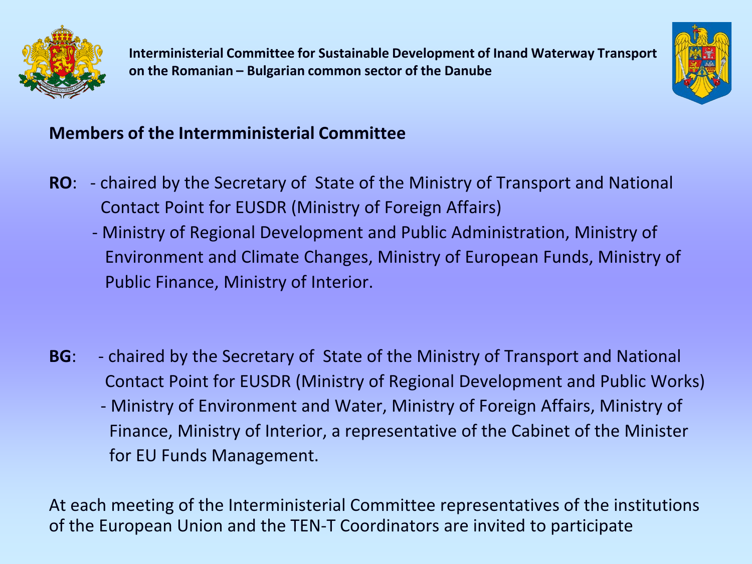**Interministerial Committee for Sustainable Development of Inand Waterway Transport on the Romanian – Bulgarian common sector of the Danube**

## Members of the Intermministerial Committee

**RO**:
- chaired by the Secretary of State of the Ministry of Transport and National Contact Point for EUSDR (Ministry of Foreign Affairs)
- Ministry of Regional Development and Public Administration, Ministry of Environment and Climate Changes, Ministry of European Funds, Ministry of Public Finance, Ministry of Interior.

**BG**:
- chaired by the Secretary of State of the Ministry of Transport and National Contact Point for EUSDR (Ministry of Regional Development and Public Works)
- Ministry of Environment and Water, Ministry of Foreign Affairs, Ministry of Finance, Ministry of Interior, a representative of the Cabinet of the Minister for EU Funds Management.

At each meeting of the Interministerial Committee representatives of the institutions of the European Union and the TEN-T Coordinators are invited to participate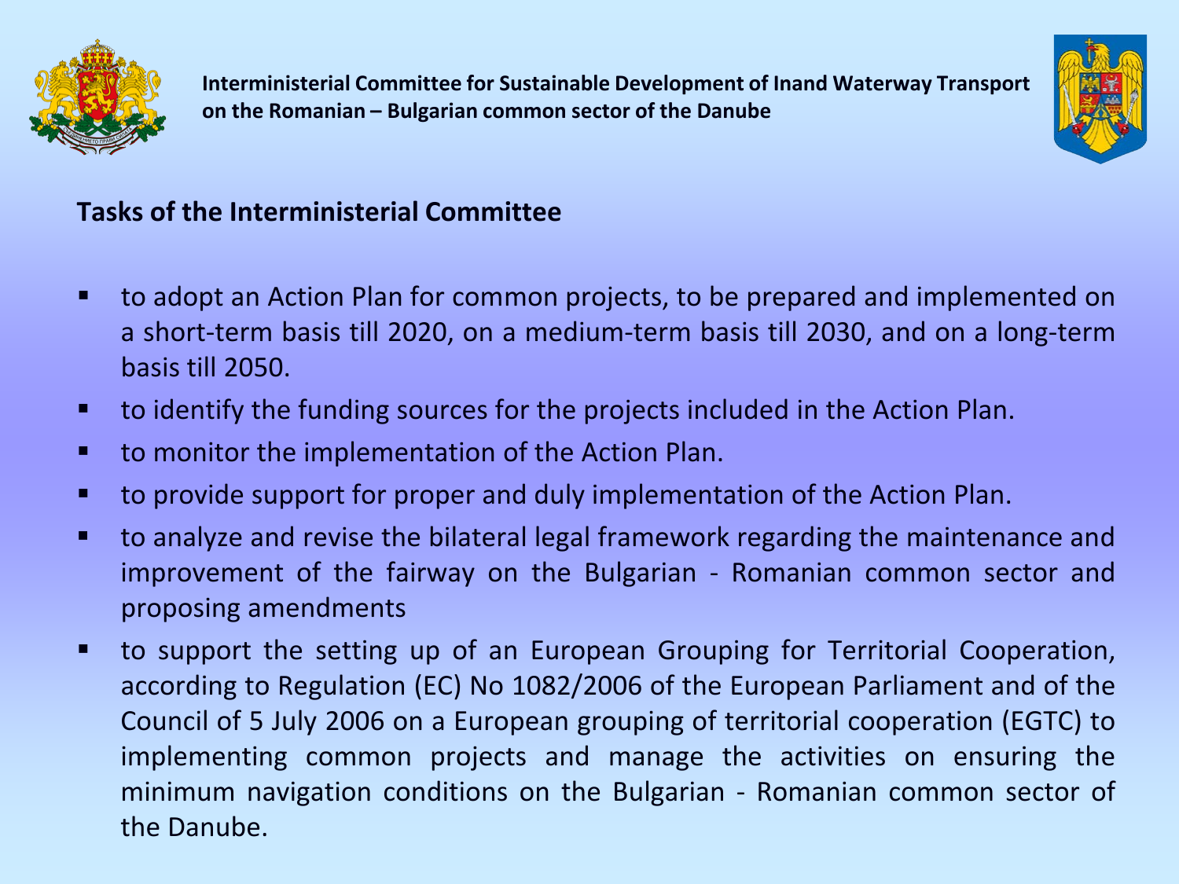**Interministerial Committee for Sustainable Development of Inand Waterway Transport on the Romanian – Bulgarian common sector of the Danube**

## Tasks of the Interministerial Committee

- to adopt an Action Plan for common projects, to be prepared and implemented on a short-term basis till 2020, on a medium-term basis till 2030, and on a long-term basis till 2050.
- to identify the funding sources for the projects included in the Action Plan.
- to monitor the implementation of the Action Plan.
- to provide support for proper and duly implementation of the Action Plan.
- to analyze and revise the bilateral legal framework regarding the maintenance and improvement of the fairway on the Bulgarian - Romanian common sector and proposing amendments
- to support the setting up of an European Grouping for Territorial Cooperation, according to Regulation (EC) No 1082/2006 of the European Parliament and of the Council of 5 July 2006 on a European grouping of territorial cooperation (EGTC) to implementing common projects and manage the activities on ensuring the minimum navigation conditions on the Bulgarian - Romanian common sector of the Danube.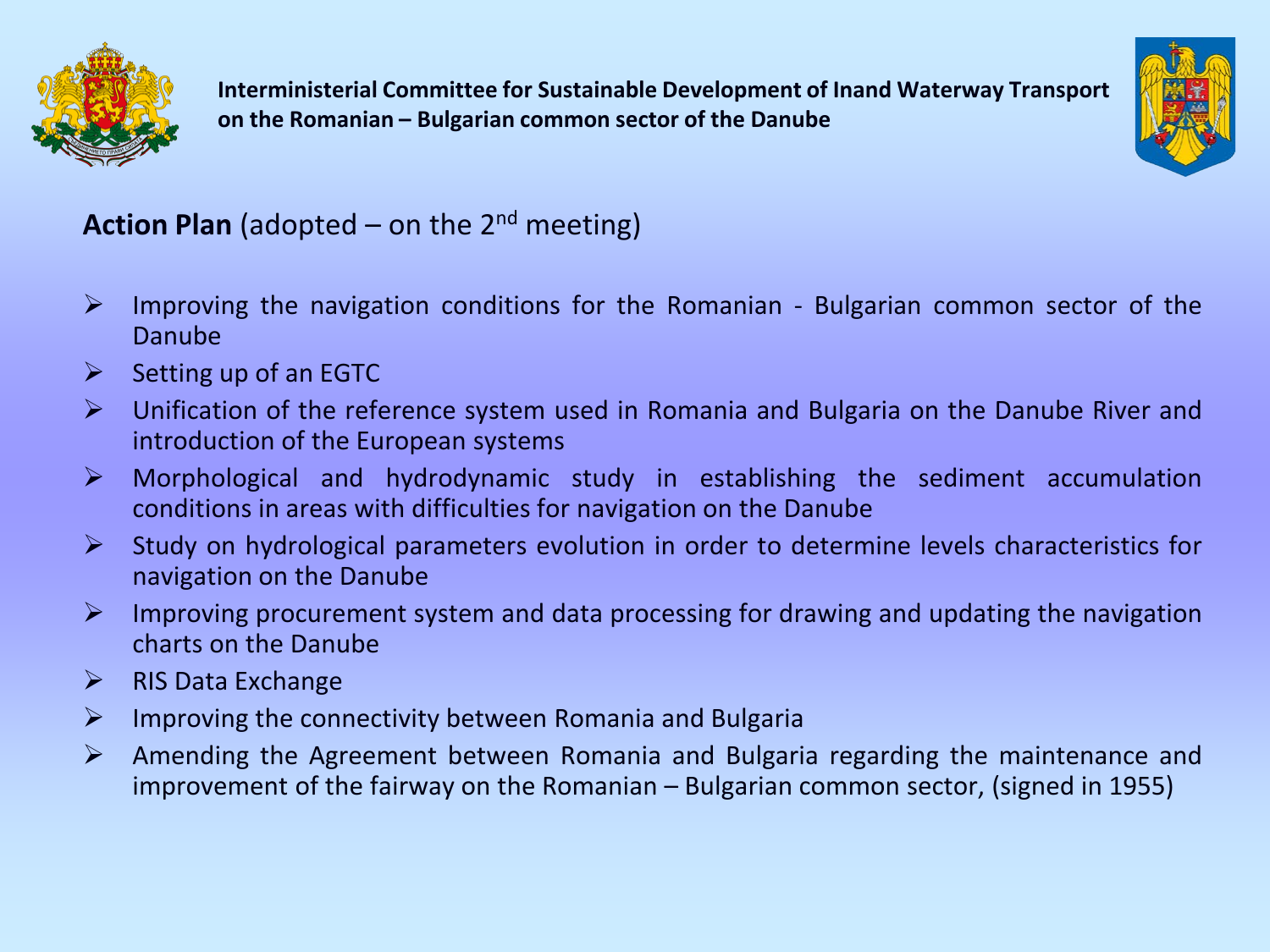**Interministerial Committee for Sustainable Development of Inand Waterway Transport on the Romanian – Bulgarian common sector of the Danube**

**Action Plan** (adopted – on the 2nd meeting)

- Improving the navigation conditions for the Romanian - Bulgarian common sector of the Danube
- Setting up of an EGTC
- Unification of the reference system used in Romania and Bulgaria on the Danube River and introduction of the European systems
- Morphological and hydrodynamic study in establishing the sediment accumulation conditions in areas with difficulties for navigation on the Danube
- Study on hydrological parameters evolution in order to determine levels characteristics for navigation on the Danube
- Improving procurement system and data processing for drawing and updating the navigation charts on the Danube
- RIS Data Exchange
- Improving the connectivity between Romania and Bulgaria
- Amending the Agreement between Romania and Bulgaria regarding the maintenance and improvement of the fairway on the Romanian – Bulgarian common sector, (signed in 1955)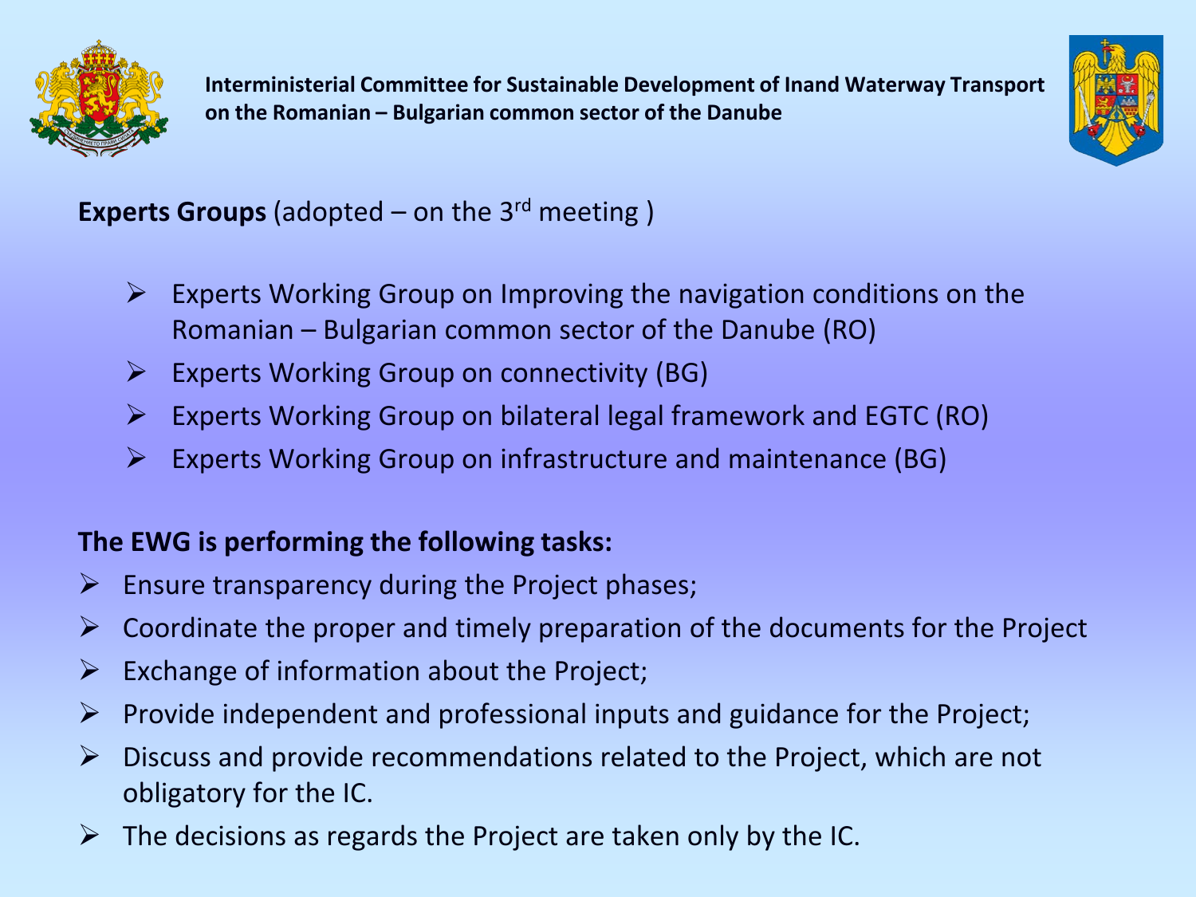**Interministerial Committee for Sustainable Development of Inand Waterway Transport on the Romanian – Bulgarian common sector of the Danube**

**Experts Groups** (adopted – on the 3rd meeting )

- Experts Working Group on Improving the navigation conditions on the Romanian – Bulgarian common sector of the Danube (RO)
- Experts Working Group on connectivity (BG)
- Experts Working Group on bilateral legal framework and EGTC (RO)
- Experts Working Group on infrastructure and maintenance (BG)

**The EWG is performing the following tasks:**

- Ensure transparency during the Project phases;
- Coordinate the proper and timely preparation of the documents for the Project
- Exchange of information about the Project;
- Provide independent and professional inputs and guidance for the Project;
- Discuss and provide recommendations related to the Project, which are not obligatory for the IC.
- The decisions as regards the Project are taken only by the IC.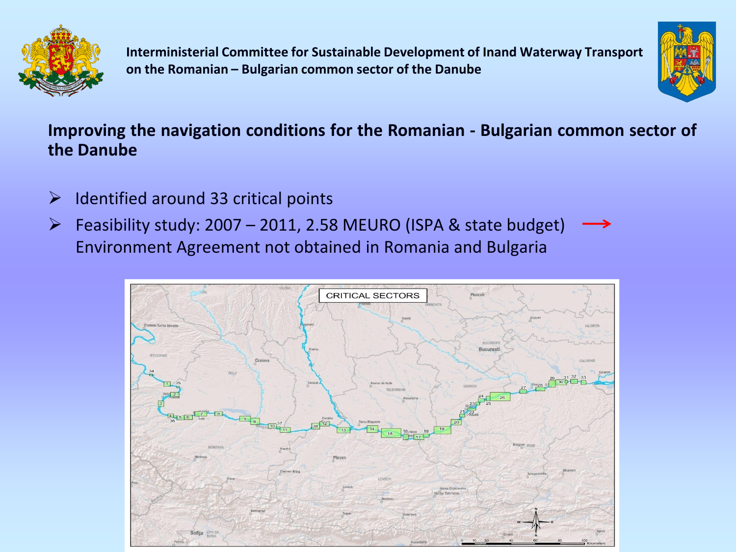Interministerial Committee for Sustainable Development of Inand Waterway Transport on the Romanian – Bulgarian common sector of the Danube

## Improving the navigation conditions for the Romanian - Bulgarian common sector of the Danube

- Identified around 33 critical points
- Feasibility study: 2007 – 2011, 2.58 MEURO (ISPA & state budget) → Environment Agreement not obtained in Romania and Bulgaria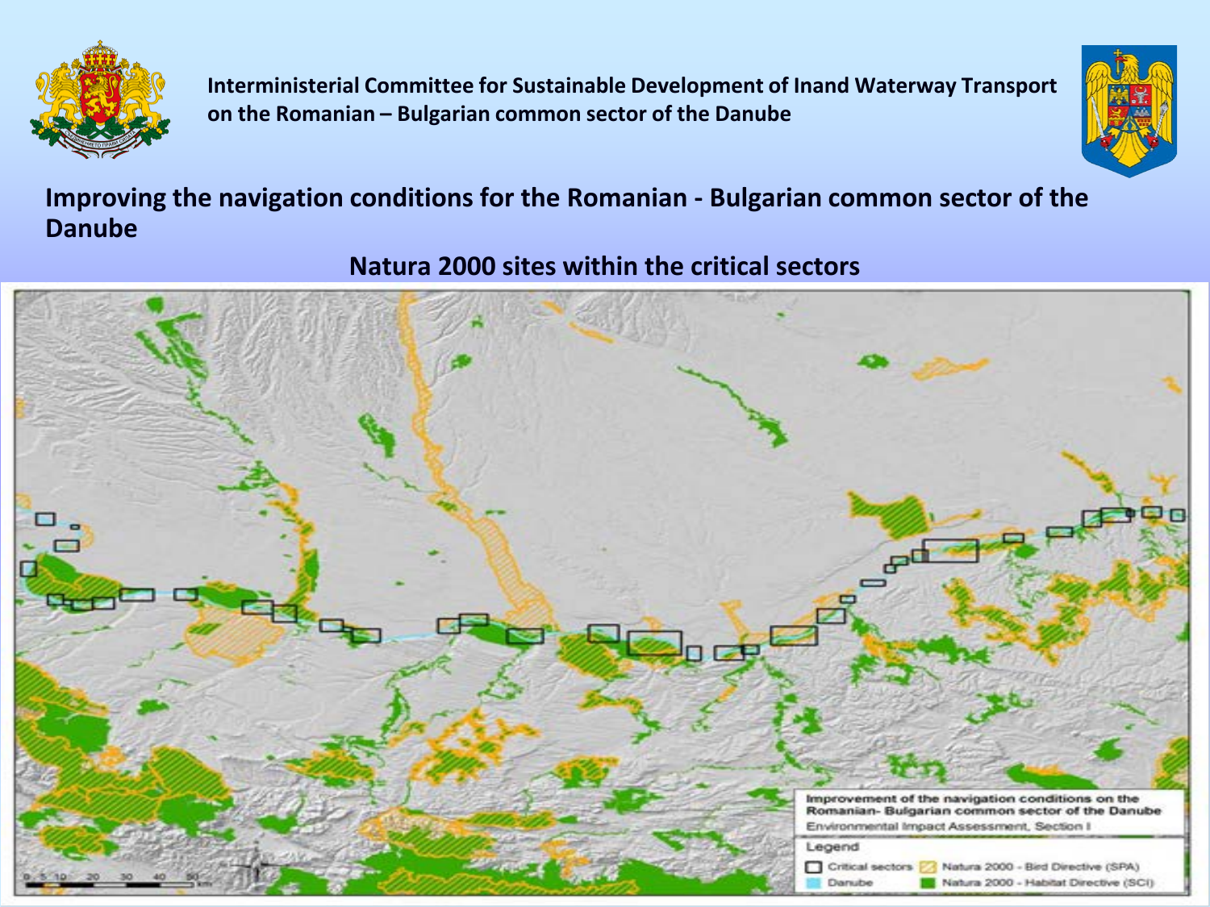**Interministerial Committee for Sustainable Development of Inand Waterway Transport on the Romanian – Bulgarian common sector of the Danube**

## Improving the navigation conditions for the Romanian - Bulgarian common sector of the Danube

### Natura 2000 sites within the critical sectors

Improvement of the navigation conditions on the Romanian- Bulgarian common sector of the Danube

Environmental Impact Assessment, Section I

Legend

- Critical sectors
- Danube
- Natura 2000 - Bird Directive (SPA)
- Natura 2000 - Habitat Directive (SCI)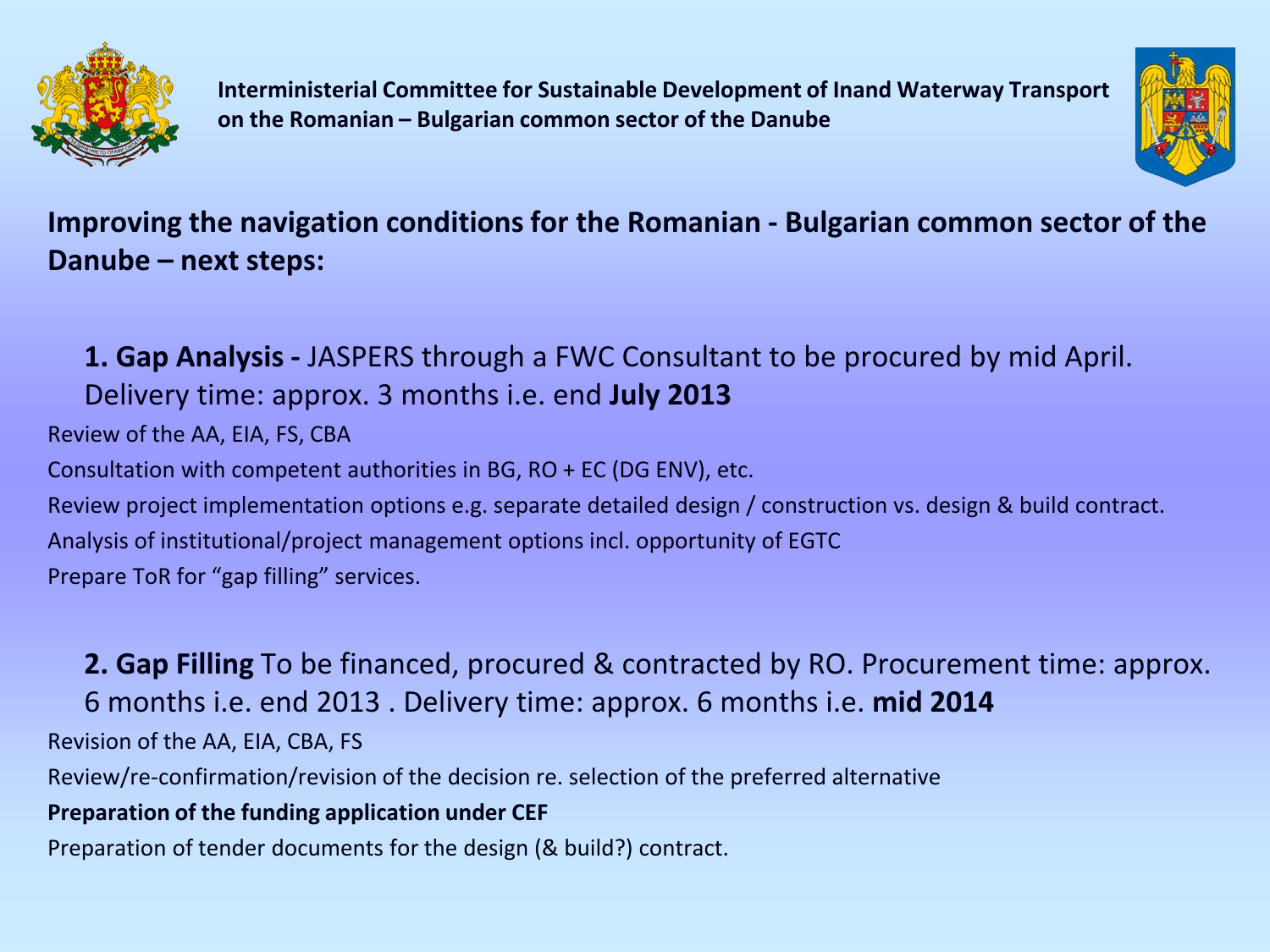**Interministerial Committee for Sustainable Development of Inand Waterway Transport on the Romanian – Bulgarian common sector of the Danube**

## Improving the navigation conditions for the Romanian - Bulgarian common sector of the Danube – next steps:

**1. Gap Analysis -** JASPERS through a FWC Consultant to be procured by mid April. Delivery time: approx. 3 months i.e. end **July 2013**

Review of the AA, EIA, FS, CBA

Consultation with competent authorities in BG, RO + EC (DG ENV), etc.

Review project implementation options e.g. separate detailed design / construction vs. design & build contract.

Analysis of institutional/project management options incl. opportunity of EGTC

Prepare ToR for "gap filling" services.

**2. Gap Filling** To be financed, procured & contracted by RO. Procurement time: approx. 6 months i.e. end 2013 . Delivery time: approx. 6 months i.e. **mid 2014**

Revision of the AA, EIA, CBA, FS

Review/re-confirmation/revision of the decision re. selection of the preferred alternative

**Preparation of the funding application under CEF**

Preparation of tender documents for the design (& build?) contract.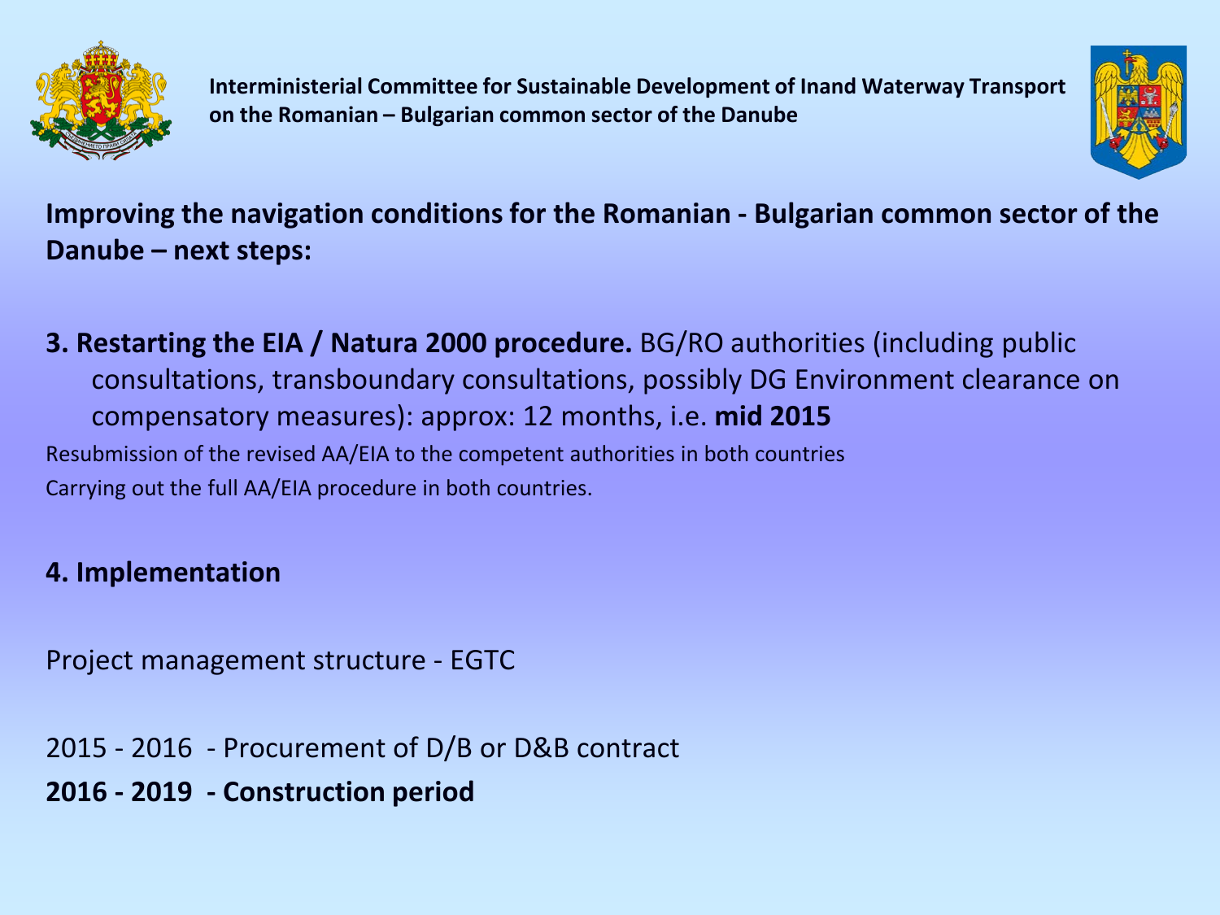Interministerial Committee for Sustainable Development of Inand Waterway Transport on the Romanian – Bulgarian common sector of the Danube

## Improving the navigation conditions for the Romanian - Bulgarian common sector of the Danube – next steps:

**3. Restarting the EIA / Natura 2000 procedure.** BG/RO authorities (including public consultations, transboundary consultations, possibly DG Environment clearance on compensatory measures): approx: 12 months, i.e. **mid 2015**

Resubmission of the revised AA/EIA to the competent authorities in both countries

Carrying out the full AA/EIA procedure in both countries.

**4. Implementation**

Project management structure - EGTC

2015 - 2016 - Procurement of D/B or D&B contract

**2016 - 2019 - Construction period**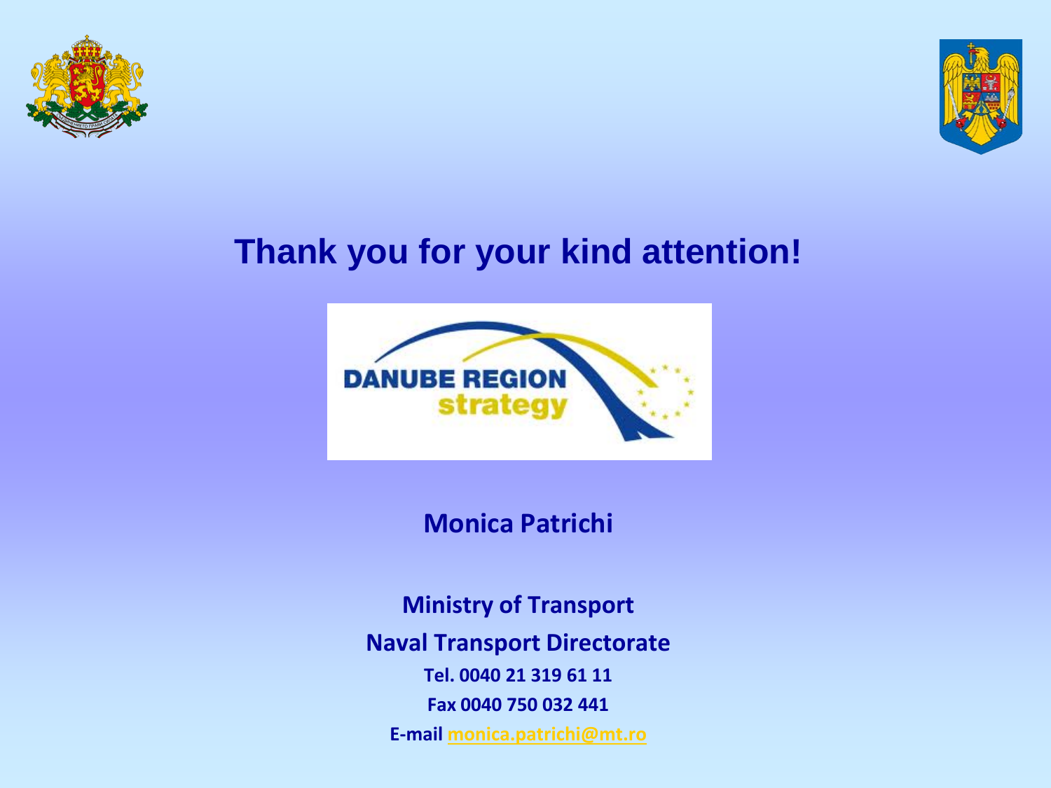# Thank you for your kind attention!

DANUBE REGION strategy

**Monica Patrichi**

**Ministry of Transport**

**Naval Transport Directorate**

**Tel. 0040 21 319 61 11**

**Fax 0040 750 032 441**

**E-mail monica.patrichi@mt.ro**